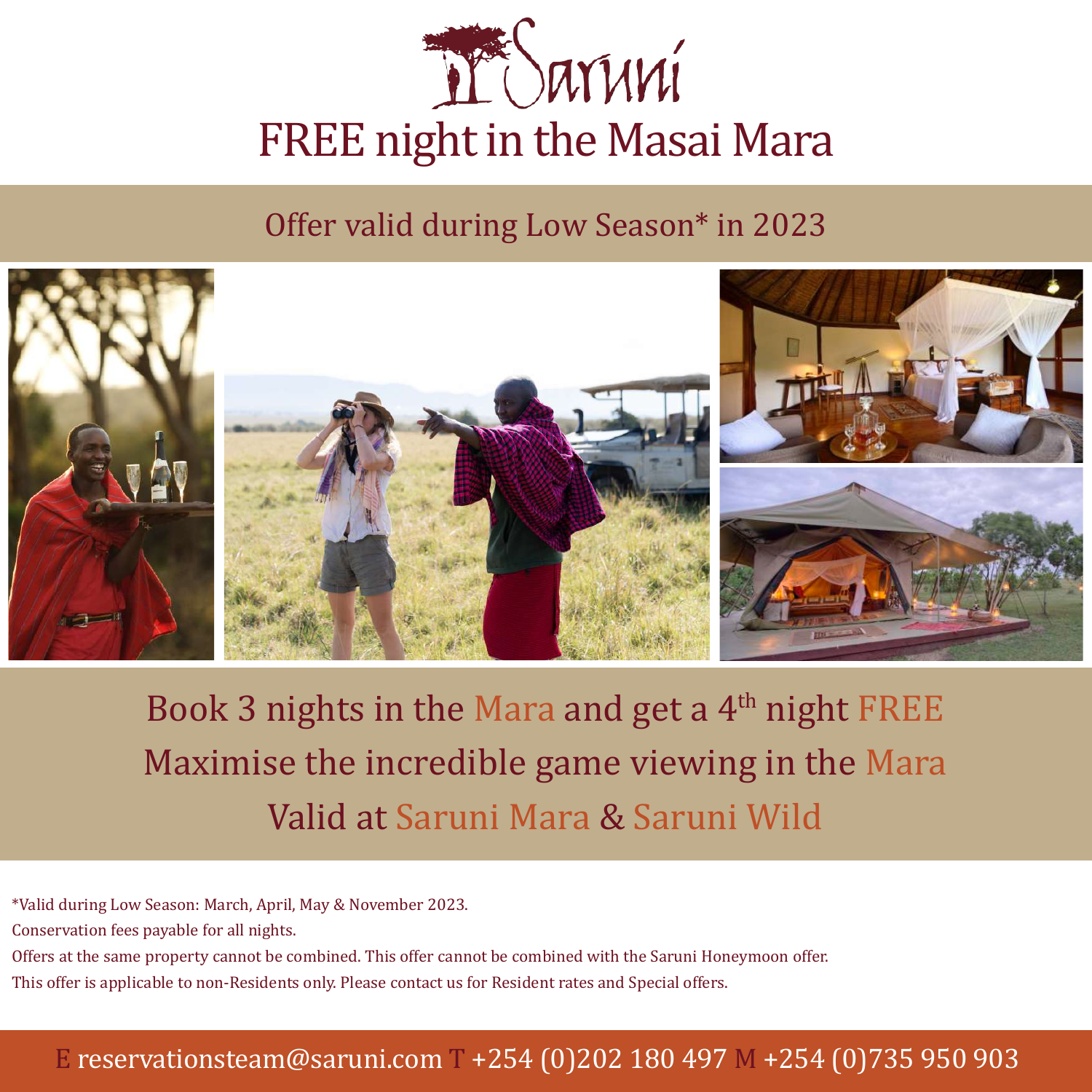# Saruni

# FREE night in the Masai Mara

## Offer valid during Low Season* in 2023

Book 3 nights in the Mara and get a 4th night FREE

Maximise the incredible game viewing in the Mara

Valid at Saruni Mara & Saruni Wild

*Valid during Low Season: March, April, May & November 2023.

Conservation fees payable for all nights.

Offers at the same property cannot be combined. This offer cannot be combined with the Saruni Honeymoon offer.

This offer is applicable to non-Residents only. Please contact us for Resident rates and Special offers.

E reservationsteam@saruni.com T +254 (0)202 180 497 M +254 (0)735 950 903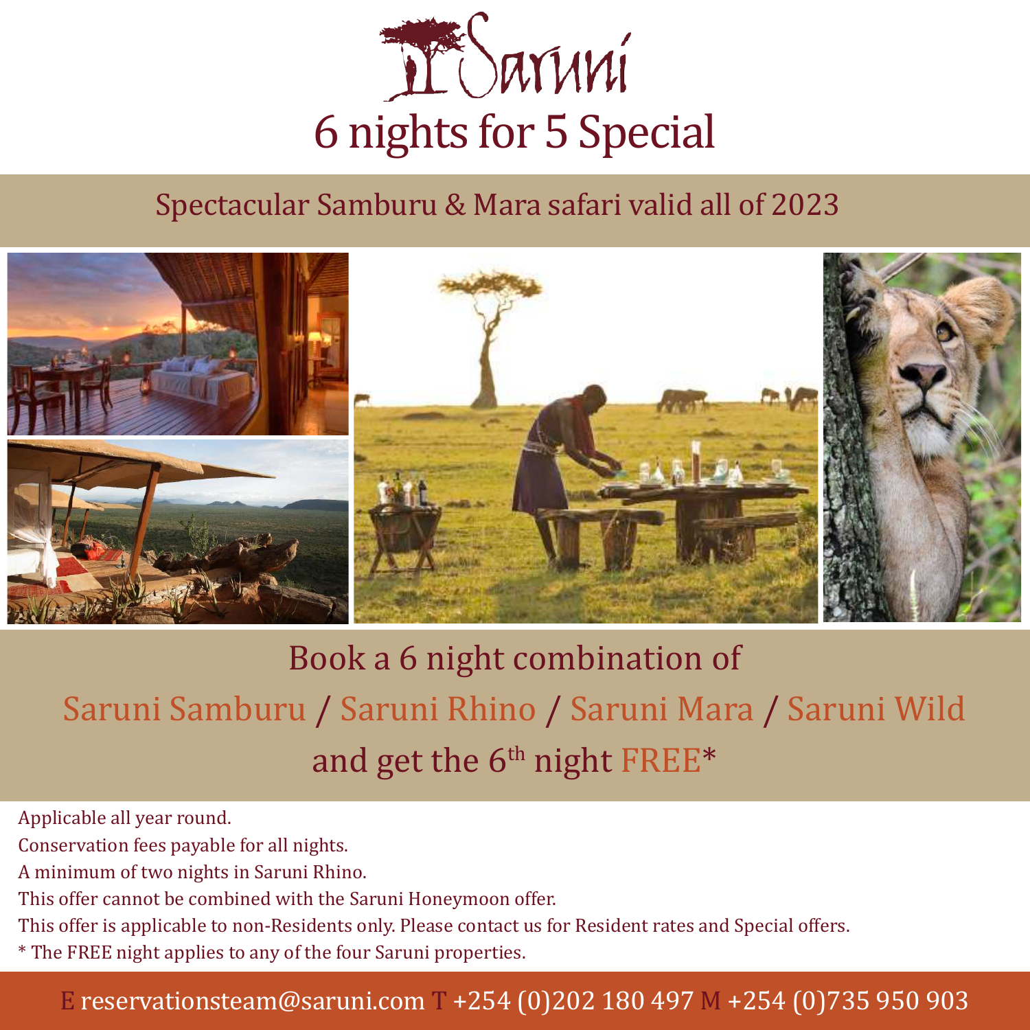# Saruni

## 6 nights for 5 Special

Spectacular Samburu & Mara safari valid all of 2023

Book a 6 night combination of

Saruni Samburu / Saruni Rhino / Saruni Mara / Saruni Wild

and get the 6th night FREE*

Applicable all year round.

Conservation fees payable for all nights.

A minimum of two nights in Saruni Rhino.

This offer cannot be combined with the Saruni Honeymoon offer.

This offer is applicable to non-Residents only. Please contact us for Resident rates and Special offers.

* The FREE night applies to any of the four Saruni properties.

E reservationsteam@saruni.com T +254 (0)202 180 497 M +254 (0)735 950 903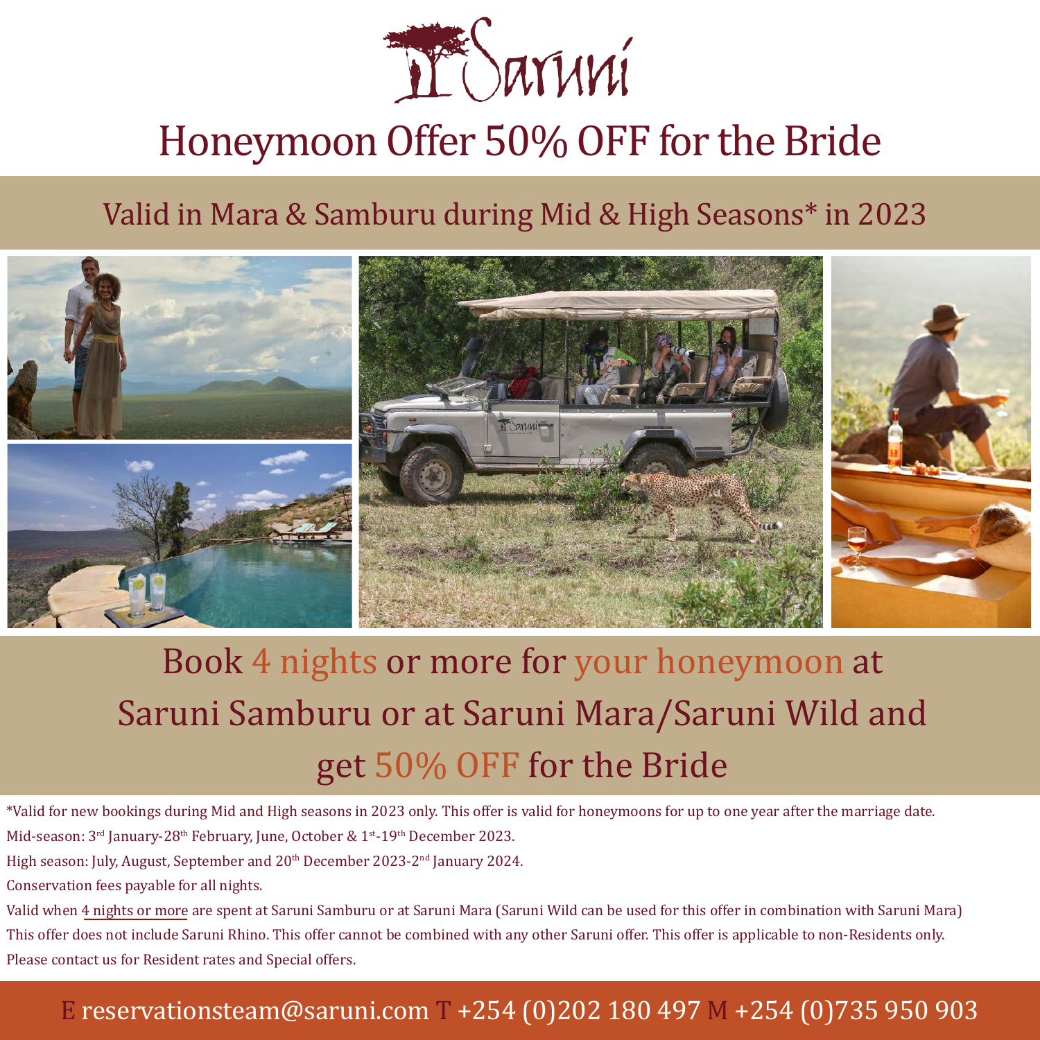Saruni

# Honeymoon Offer 50% OFF for the Bride

## Valid in Mara & Samburu during Mid & High Seasons* in 2023

## Book 4 nights or more for your honeymoon at Saruni Samburu or at Saruni Mara/Saruni Wild and get 50% OFF for the Bride

*Valid for new bookings during Mid and High seasons in 2023 only. This offer is valid for honeymoons for up to one year after the marriage date.

Mid-season: 3rd January-28th February, June, October & 1st-19th December 2023.

High season: July, August, September and 20th December 2023-2nd January 2024.

Conservation fees payable for all nights.

Valid when 4 nights or more are spent at Saruni Samburu or at Saruni Mara (Saruni Wild can be used for this offer in combination with Saruni Mara)

This offer does not include Saruni Rhino. This offer cannot be combined with any other Saruni offer. This offer is applicable to non-Residents only.

Please contact us for Resident rates and Special offers.

E reservationsteam@saruni.com T +254 (0)202 180 497 M +254 (0)735 950 903